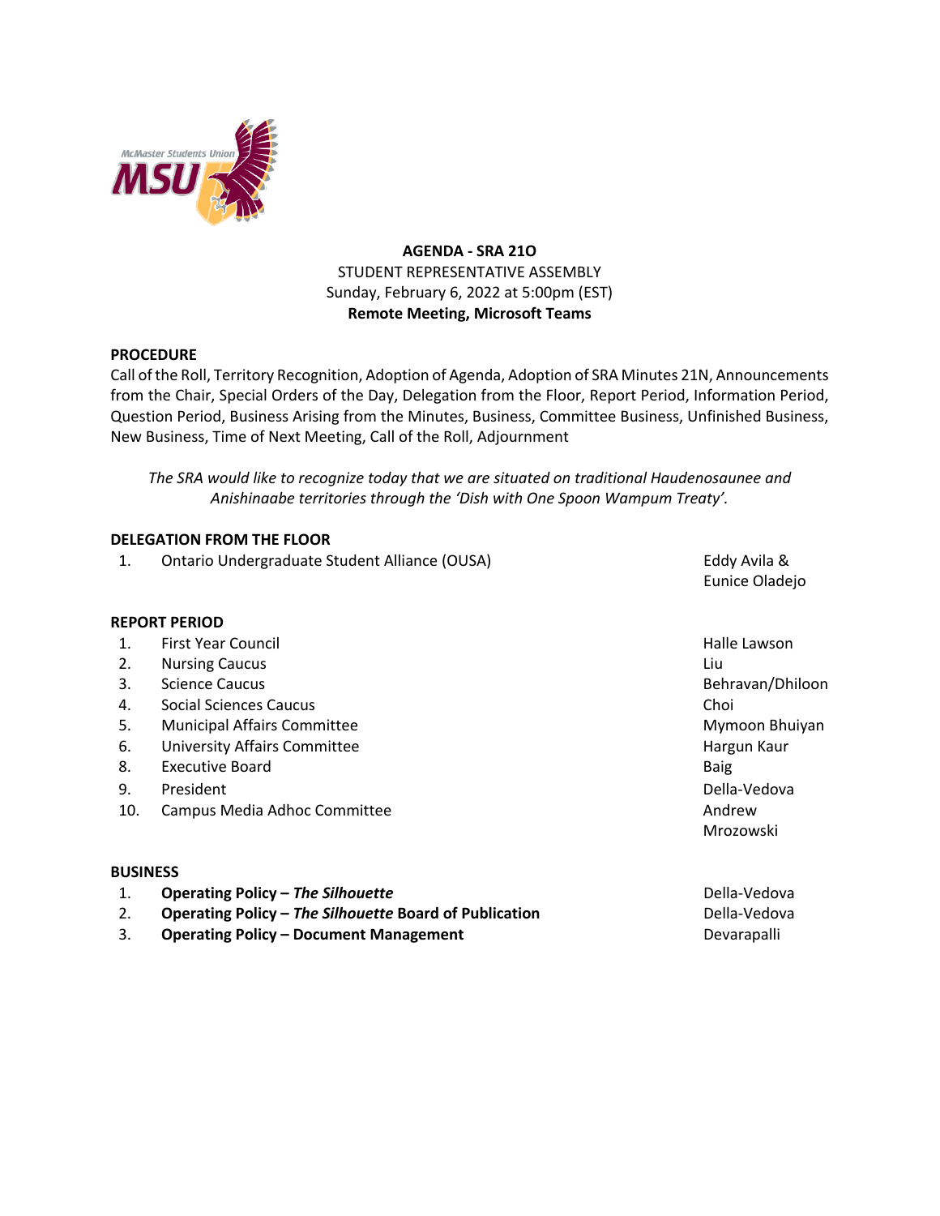**AGENDA - SRA 21O**
STUDENT REPRESENTATIVE ASSEMBLY
Sunday, February 6, 2022 at 5:00pm (EST)
**Remote Meeting, Microsoft Teams**

## PROCEDURE

Call of the Roll, Territory Recognition, Adoption of Agenda, Adoption of SRA Minutes 21N, Announcements from the Chair, Special Orders of the Day, Delegation from the Floor, Report Period, Information Period, Question Period, Business Arising from the Minutes, Business, Committee Business, Unfinished Business, New Business, Time of Next Meeting, Call of the Roll, Adjournment

*The SRA would like to recognize today that we are situated on traditional Haudenosaunee and Anishinaabe territories through the 'Dish with One Spoon Wampum Treaty'.*

## DELEGATION FROM THE FLOOR

| | | |
|---|---|---|
| 1. | Ontario Undergraduate Student Alliance (OUSA) | Eddy Avila & Eunice Oladejo |

## REPORT PERIOD

| | | |
|---|---|---|
| 1. | First Year Council | Halle Lawson |
| 2. | Nursing Caucus | Liu |
| 3. | Science Caucus | Behravan/Dhiloon |
| 4. | Social Sciences Caucus | Choi |
| 5. | Municipal Affairs Committee | Mymoon Bhuiyan |
| 6. | University Affairs Committee | Hargun Kaur |
| 8. | Executive Board | Baig |
| 9. | President | Della-Vedova |
| 10. | Campus Media Adhoc Committee | Andrew Mrozowski |

## BUSINESS

| | | |
|---|---|---|
| 1. | **Operating Policy – *The Silhouette*** | Della-Vedova |
| 2. | **Operating Policy – *The Silhouette* Board of Publication** | Della-Vedova |
| 3. | **Operating Policy – Document Management** | Devarapalli |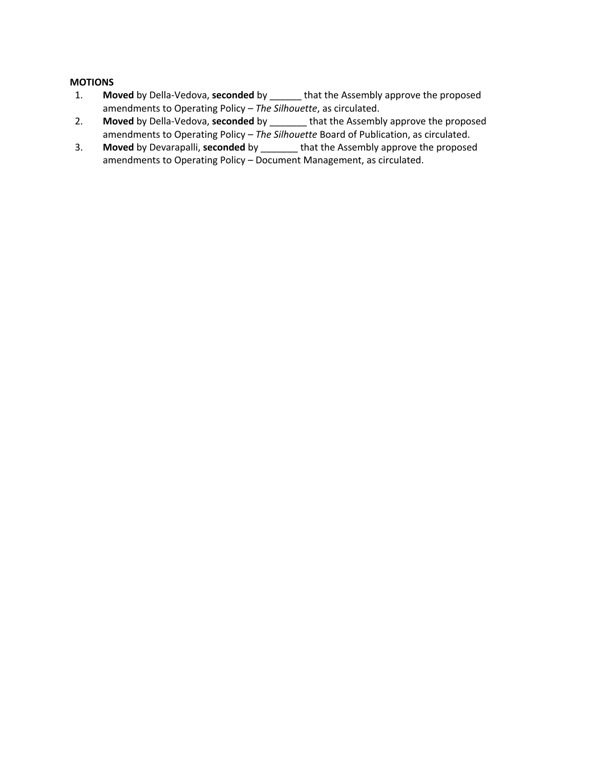**MOTIONS**

1. **Moved** by Della-Vedova, **seconded** by ______ that the Assembly approve the proposed amendments to Operating Policy – *The Silhouette*, as circulated.
2. **Moved** by Della-Vedova, **seconded** by _______ that the Assembly approve the proposed amendments to Operating Policy – *The Silhouette* Board of Publication, as circulated.
3. **Moved** by Devarapalli, **seconded** by _______ that the Assembly approve the proposed amendments to Operating Policy – Document Management, as circulated.